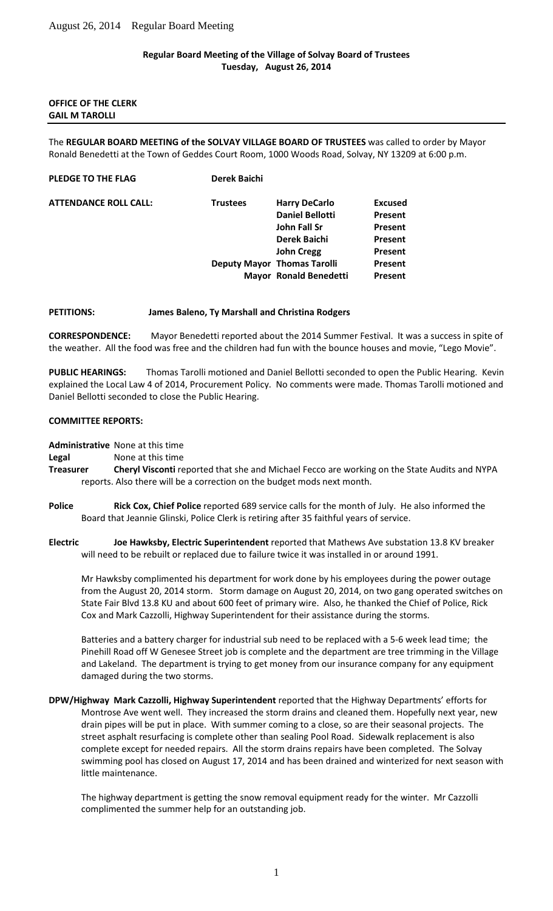**Regular Board Meeting of the Village of Solvay Board of Trustees**
**Tuesday, August 26, 2014**

**OFFICE OF THE CLERK**
**GAIL M TAROLLI**

---

The **REGULAR BOARD MEETING of the SOLVAY VILLAGE BOARD OF TRUSTEES** was called to order by Mayor Ronald Benedetti at the Town of Geddes Court Room, 1000 Woods Road, Solvay, NY 13209 at 6:00 p.m.

**PLEDGE TO THE FLAG** **Derek Baichi**

| **ATTENDANCE ROLL CALL:** | **Trustees** | **Harry DeCarlo** | **Excused** |
|---|---|---|---|
| | | **Daniel Bellotti** | **Present** |
| | | **John Fall Sr** | **Present** |
| | | **Derek Baichi** | **Present** |
| | | **John Cregg** | **Present** |
| | **Deputy Mayor** | **Thomas Tarolli** | **Present** |
| | **Mayor** | **Ronald Benedetti** | **Present** |

**PETITIONS:** **James Baleno, Ty Marshall and Christina Rodgers**

**CORRESPONDENCE:** Mayor Benedetti reported about the 2014 Summer Festival. It was a success in spite of the weather. All the food was free and the children had fun with the bounce houses and movie, "Lego Movie".

**PUBLIC HEARINGS:** Thomas Tarolli motioned and Daniel Bellotti seconded to open the Public Hearing. Kevin explained the Local Law 4 of 2014, Procurement Policy. No comments were made. Thomas Tarolli motioned and Daniel Bellotti seconded to close the Public Hearing.

**COMMITTEE REPORTS:**

**Administrative** None at this time

**Legal** None at this time

**Treasurer** **Cheryl Visconti** reported that she and Michael Fecco are working on the State Audits and NYPA reports. Also there will be a correction on the budget mods next month.

**Police** **Rick Cox, Chief Police** reported 689 service calls for the month of July. He also informed the Board that Jeannie Glinski, Police Clerk is retiring after 35 faithful years of service.

**Electric** **Joe Hawksby, Electric Superintendent** reported that Mathews Ave substation 13.8 KV breaker will need to be rebuilt or replaced due to failure twice it was installed in or around 1991.

Mr Hawksby complimented his department for work done by his employees during the power outage from the August 20, 2014 storm. Storm damage on August 20, 2014, on two gang operated switches on State Fair Blvd 13.8 KU and about 600 feet of primary wire. Also, he thanked the Chief of Police, Rick Cox and Mark Cazzolli, Highway Superintendent for their assistance during the storms.

Batteries and a battery charger for industrial sub need to be replaced with a 5-6 week lead time; the Pinehill Road off W Genesee Street job is complete and the department are tree trimming in the Village and Lakeland. The department is trying to get money from our insurance company for any equipment damaged during the two storms.

**DPW/Highway** **Mark Cazzolli, Highway Superintendent** reported that the Highway Departments' efforts for Montrose Ave went well. They increased the storm drains and cleaned them. Hopefully next year, new drain pipes will be put in place. With summer coming to a close, so are their seasonal projects. The street asphalt resurfacing is complete other than sealing Pool Road. Sidewalk replacement is also complete except for needed repairs. All the storm drains repairs have been completed. The Solvay swimming pool has closed on August 17, 2014 and has been drained and winterized for next season with little maintenance.

The highway department is getting the snow removal equipment ready for the winter. Mr Cazzolli complimented the summer help for an outstanding job.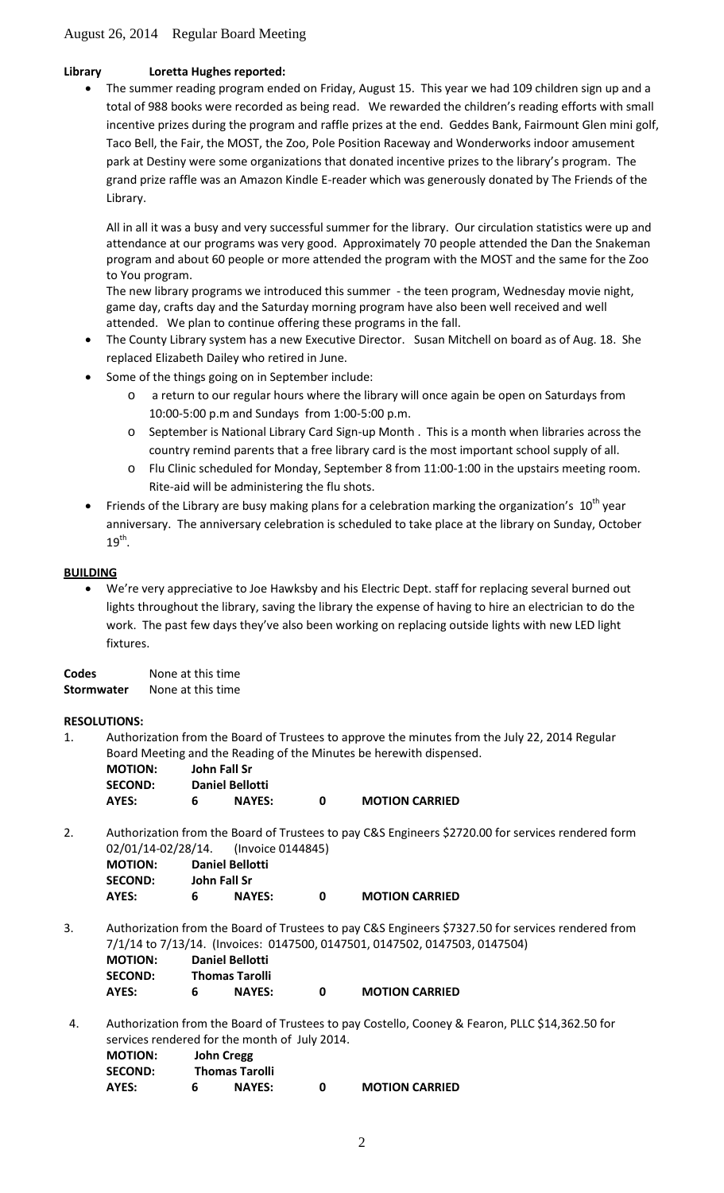**Library Loretta Hughes reported:**

- The summer reading program ended on Friday, August 15. This year we had 109 children sign up and a total of 988 books were recorded as being read. We rewarded the children's reading efforts with small incentive prizes during the program and raffle prizes at the end. Geddes Bank, Fairmount Glen mini golf, Taco Bell, the Fair, the MOST, the Zoo, Pole Position Raceway and Wonderworks indoor amusement park at Destiny were some organizations that donated incentive prizes to the library's program. The grand prize raffle was an Amazon Kindle E-reader which was generously donated by The Friends of the Library.

  All in all it was a busy and very successful summer for the library. Our circulation statistics were up and attendance at our programs was very good. Approximately 70 people attended the Dan the Snakeman program and about 60 people or more attended the program with the MOST and the same for the Zoo to You program.

  The new library programs we introduced this summer - the teen program, Wednesday movie night, game day, crafts day and the Saturday morning program have also been well received and well attended. We plan to continue offering these programs in the fall.
- The County Library system has a new Executive Director. Susan Mitchell on board as of Aug. 18. She replaced Elizabeth Dailey who retired in June.
- Some of the things going on in September include:
  - a return to our regular hours where the library will once again be open on Saturdays from 10:00-5:00 p.m and Sundays from 1:00-5:00 p.m.
  - September is National Library Card Sign-up Month . This is a month when libraries across the country remind parents that a free library card is the most important school supply of all.
  - Flu Clinic scheduled for Monday, September 8 from 11:00-1:00 in the upstairs meeting room. Rite-aid will be administering the flu shots.
- Friends of the Library are busy making plans for a celebration marking the organization's 10th year anniversary. The anniversary celebration is scheduled to take place at the library on Sunday, October 19th.

**BUILDING**

- We're very appreciative to Joe Hawksby and his Electric Dept. staff for replacing several burned out lights throughout the library, saving the library the expense of having to hire an electrician to do the work. The past few days they've also been working on replacing outside lights with new LED light fixtures.

**Codes** None at this time
**Stormwater** None at this time

**RESOLUTIONS:**

1. Authorization from the Board of Trustees to approve the minutes from the July 22, 2014 Regular Board Meeting and the Reading of the Minutes be herewith dispensed.

   **MOTION:** John Fall Sr
   **SECOND:** Daniel Bellotti
   **AYES:** 6 **NAYES:** 0 **MOTION CARRIED**

2. Authorization from the Board of Trustees to pay C&S Engineers $2720.00 for services rendered form 02/01/14-02/28/14. (Invoice 0144845)

   **MOTION:** Daniel Bellotti
   **SECOND:** John Fall Sr
   **AYES:** 6 **NAYES:** 0 **MOTION CARRIED**

3. Authorization from the Board of Trustees to pay C&S Engineers $7327.50 for services rendered from 7/1/14 to 7/13/14. (Invoices: 0147500, 0147501, 0147502, 0147503, 0147504)

   **MOTION:** Daniel Bellotti
   **SECOND:** Thomas Tarolli
   **AYES:** 6 **NAYES:** 0 **MOTION CARRIED**

4. Authorization from the Board of Trustees to pay Costello, Cooney & Fearon, PLLC $14,362.50 for services rendered for the month of July 2014.

   **MOTION:** John Cregg
   **SECOND:** Thomas Tarolli
   **AYES:** 6 **NAYES:** 0 **MOTION CARRIED**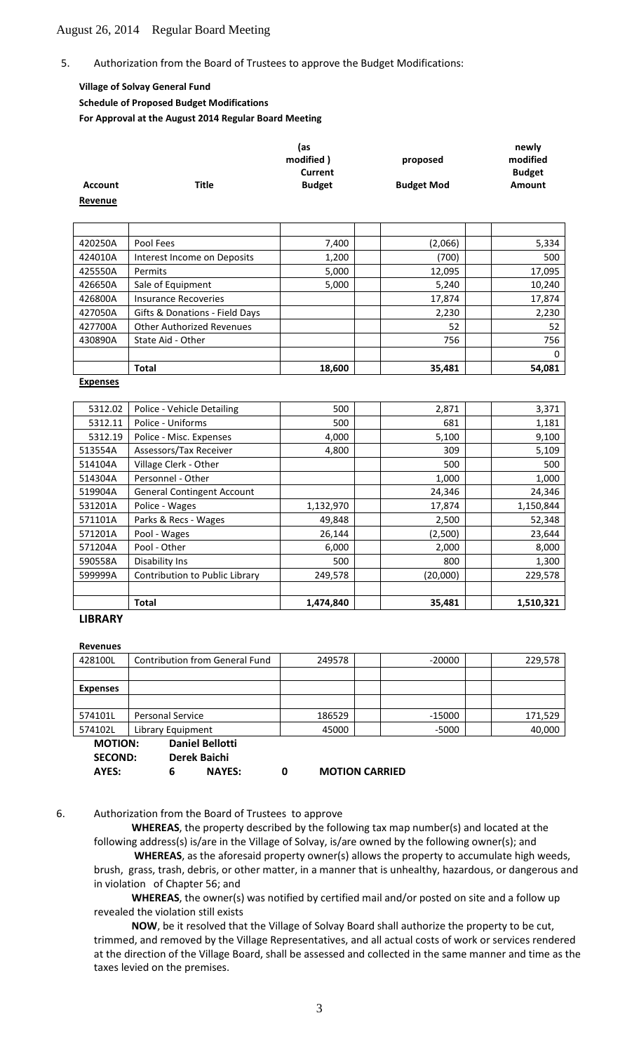August 26, 2014 Regular Board Meeting

5. Authorization from the Board of Trustees to approve the Budget Modifications:

**Village of Solvay General Fund**
**Schedule of Proposed Budget Modifications**
**For Approval at the August 2014 Regular Board Meeting**

| Account | Title | (as modified) Current Budget | proposed Budget Mod | newly modified Budget Amount |
|---|---|---|---|---|
| **Revenue** | | | | |
| 420250A | Pool Fees | 7,400 | (2,066) | 5,334 |
| 424010A | Interest Income on Deposits | 1,200 | (700) | 500 |
| 425550A | Permits | 5,000 | 12,095 | 17,095 |
| 426650A | Sale of Equipment | 5,000 | 5,240 | 10,240 |
| 426800A | Insurance Recoveries | | 17,874 | 17,874 |
| 427050A | Gifts & Donations - Field Days | | 2,230 | 2,230 |
| 427700A | Other Authorized Revenues | | 52 | 52 |
| 430890A | State Aid - Other | | 756 | 756 |
| | | | | 0 |
| | **Total** | **18,600** | **35,481** | **54,081** |
| **Expenses** | | | | |
| 5312.02 | Police - Vehicle Detailing | 500 | 2,871 | 3,371 |
| 5312.11 | Police - Uniforms | 500 | 681 | 1,181 |
| 5312.19 | Police - Misc. Expenses | 4,000 | 5,100 | 9,100 |
| 513554A | Assessors/Tax Receiver | 4,800 | 309 | 5,109 |
| 514104A | Village Clerk - Other | | 500 | 500 |
| 514304A | Personnel - Other | | 1,000 | 1,000 |
| 519904A | General Contingent Account | | 24,346 | 24,346 |
| 531201A | Police - Wages | 1,132,970 | 17,874 | 1,150,844 |
| 571101A | Parks & Recs - Wages | 49,848 | 2,500 | 52,348 |
| 571201A | Pool - Wages | 26,144 | (2,500) | 23,644 |
| 571204A | Pool - Other | 6,000 | 2,000 | 8,000 |
| 590558A | Disability Ins | 500 | 800 | 1,300 |
| 599999A | Contribution to Public Library | 249,578 | (20,000) | 229,578 |
| | **Total** | **1,474,840** | **35,481** | **1,510,321** |

**LIBRARY**

| Account | Title | Current Budget | Budget Mod | Amount |
|---|---|---|---|---|
| **Revenues** | | | | |
| 428100L | Contribution from General Fund | 249578 | -20000 | 229,578 |
| **Expenses** | | | | |
| 574101L | Personal Service | 186529 | -15000 | 171,529 |
| 574102L | Library Equipment | 45000 | -5000 | 40,000 |

**MOTION:** **Daniel Bellotti**
**SECOND:** **Derek Baichi**
**AYES:** **6** **NAYES:** **0** **MOTION CARRIED**

6. Authorization from the Board of Trustees to approve

**WHEREAS**, the property described by the following tax map number(s) and located at the following address(s) is/are in the Village of Solvay, is/are owned by the following owner(s); and

**WHEREAS**, as the aforesaid property owner(s) allows the property to accumulate high weeds, brush, grass, trash, debris, or other matter, in a manner that is unhealthy, hazardous, or dangerous and in violation of Chapter 56; and

**WHEREAS**, the owner(s) was notified by certified mail and/or posted on site and a follow up revealed the violation still exists

**NOW**, be it resolved that the Village of Solvay Board shall authorize the property to be cut, trimmed, and removed by the Village Representatives, and all actual costs of work or services rendered at the direction of the Village Board, shall be assessed and collected in the same manner and time as the taxes levied on the premises.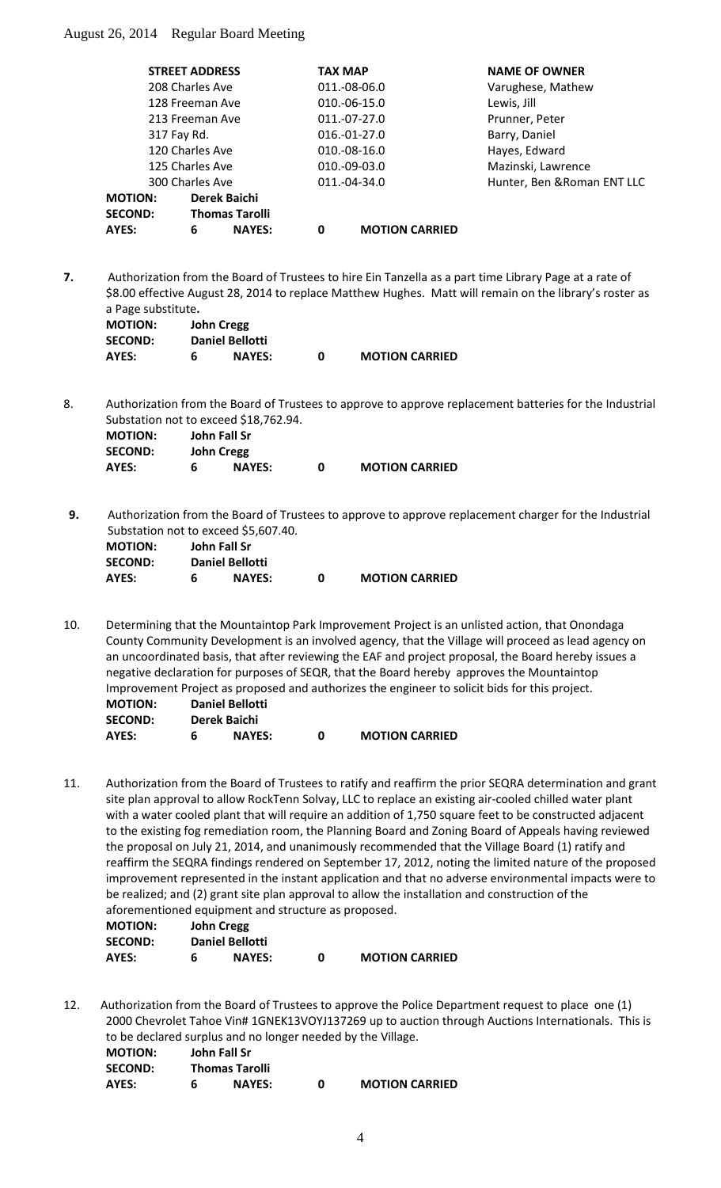| STREET ADDRESS | TAX MAP | NAME OF OWNER |
|---|---|---|
| 208 Charles Ave | 011.-08-06.0 | Varughese, Mathew |
| 128 Freeman Ave | 010.-06-15.0 | Lewis, Jill |
| 213 Freeman Ave | 011.-07-27.0 | Prunner, Peter |
| 317 Fay Rd. | 016.-01-27.0 | Barry, Daniel |
| 120 Charles Ave | 010.-08-16.0 | Hayes, Edward |
| 125 Charles Ave | 010.-09-03.0 | Mazinski, Lawrence |
| 300 Charles Ave | 011.-04-34.0 | Hunter, Ben &Roman ENT LLC |

**MOTION:** Derek Baichi
**SECOND:** Thomas Tarolli
**AYES:** 6 **NAYES:** 0 **MOTION CARRIED**

**7.** Authorization from the Board of Trustees to hire Ein Tanzella as a part time Library Page at a rate of $8.00 effective August 28, 2014 to replace Matthew Hughes. Matt will remain on the library's roster as a Page substitute.

**MOTION:** John Cregg
**SECOND:** Daniel Bellotti
**AYES:** 6 **NAYES:** 0 **MOTION CARRIED**

8. Authorization from the Board of Trustees to approve to approve replacement batteries for the Industrial Substation not to exceed $18,762.94.

**MOTION:** John Fall Sr
**SECOND:** John Cregg
**AYES:** 6 **NAYES:** 0 **MOTION CARRIED**

**9.** Authorization from the Board of Trustees to approve to approve replacement charger for the Industrial Substation not to exceed $5,607.40.

**MOTION:** John Fall Sr
**SECOND:** Daniel Bellotti
**AYES:** 6 **NAYES:** 0 **MOTION CARRIED**

10. Determining that the Mountaintop Park Improvement Project is an unlisted action, that Onondaga County Community Development is an involved agency, that the Village will proceed as lead agency on an uncoordinated basis, that after reviewing the EAF and project proposal, the Board hereby issues a negative declaration for purposes of SEQR, that the Board hereby approves the Mountaintop Improvement Project as proposed and authorizes the engineer to solicit bids for this project.

**MOTION:** Daniel Bellotti
**SECOND:** Derek Baichi
**AYES:** 6 **NAYES:** 0 **MOTION CARRIED**

11. Authorization from the Board of Trustees to ratify and reaffirm the prior SEQRA determination and grant site plan approval to allow RockTenn Solvay, LLC to replace an existing air-cooled chilled water plant with a water cooled plant that will require an addition of 1,750 square feet to be constructed adjacent to the existing fog remediation room, the Planning Board and Zoning Board of Appeals having reviewed the proposal on July 21, 2014, and unanimously recommended that the Village Board (1) ratify and reaffirm the SEQRA findings rendered on September 17, 2012, noting the limited nature of the proposed improvement represented in the instant application and that no adverse environmental impacts were to be realized; and (2) grant site plan approval to allow the installation and construction of the aforementioned equipment and structure as proposed.

**MOTION:** John Cregg
**SECOND:** Daniel Bellotti
**AYES:** 6 **NAYES:** 0 **MOTION CARRIED**

12. Authorization from the Board of Trustees to approve the Police Department request to place one (1) 2000 Chevrolet Tahoe Vin# 1GNEK13VOYJ137269 up to auction through Auctions Internationals. This is to be declared surplus and no longer needed by the Village.

**MOTION:** John Fall Sr
**SECOND:** Thomas Tarolli
**AYES:** 6 **NAYES:** 0 **MOTION CARRIED**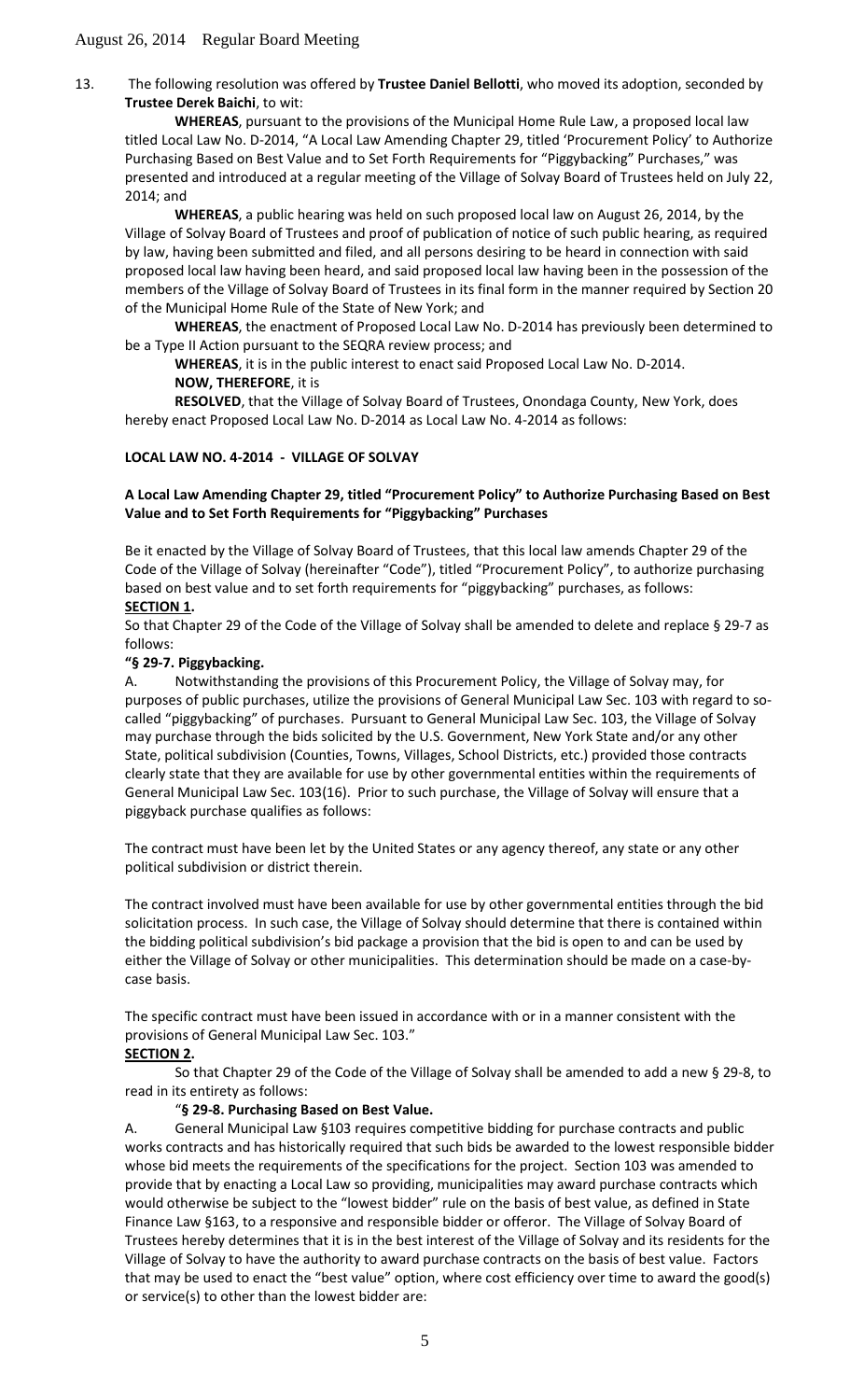13. The following resolution was offered by **Trustee Daniel Bellotti**, who moved its adoption, seconded by **Trustee Derek Baichi**, to wit:

**WHEREAS**, pursuant to the provisions of the Municipal Home Rule Law, a proposed local law titled Local Law No. D-2014, "A Local Law Amending Chapter 29, titled 'Procurement Policy' to Authorize Purchasing Based on Best Value and to Set Forth Requirements for "Piggybacking" Purchases," was presented and introduced at a regular meeting of the Village of Solvay Board of Trustees held on July 22, 2014; and

**WHEREAS**, a public hearing was held on such proposed local law on August 26, 2014, by the Village of Solvay Board of Trustees and proof of publication of notice of such public hearing, as required by law, having been submitted and filed, and all persons desiring to be heard in connection with said proposed local law having been heard, and said proposed local law having been in the possession of the members of the Village of Solvay Board of Trustees in its final form in the manner required by Section 20 of the Municipal Home Rule of the State of New York; and

**WHEREAS**, the enactment of Proposed Local Law No. D-2014 has previously been determined to be a Type II Action pursuant to the SEQRA review process; and

**WHEREAS**, it is in the public interest to enact said Proposed Local Law No. D-2014.

**NOW, THEREFORE**, it is

**RESOLVED**, that the Village of Solvay Board of Trustees, Onondaga County, New York, does hereby enact Proposed Local Law No. D-2014 as Local Law No. 4-2014 as follows:

**LOCAL LAW NO. 4-2014 - VILLAGE OF SOLVAY**

**A Local Law Amending Chapter 29, titled "Procurement Policy" to Authorize Purchasing Based on Best Value and to Set Forth Requirements for "Piggybacking" Purchases**

Be it enacted by the Village of Solvay Board of Trustees, that this local law amends Chapter 29 of the Code of the Village of Solvay (hereinafter "Code"), titled "Procurement Policy", to authorize purchasing based on best value and to set forth requirements for "piggybacking" purchases, as follows:

**SECTION 1.**

So that Chapter 29 of the Code of the Village of Solvay shall be amended to delete and replace § 29-7 as follows:

**"§ 29-7. Piggybacking.**

A. Notwithstanding the provisions of this Procurement Policy, the Village of Solvay may, for purposes of public purchases, utilize the provisions of General Municipal Law Sec. 103 with regard to so-called "piggybacking" of purchases. Pursuant to General Municipal Law Sec. 103, the Village of Solvay may purchase through the bids solicited by the U.S. Government, New York State and/or any other State, political subdivision (Counties, Towns, Villages, School Districts, etc.) provided those contracts clearly state that they are available for use by other governmental entities within the requirements of General Municipal Law Sec. 103(16). Prior to such purchase, the Village of Solvay will ensure that a piggyback purchase qualifies as follows:

The contract must have been let by the United States or any agency thereof, any state or any other political subdivision or district therein.

The contract involved must have been available for use by other governmental entities through the bid solicitation process. In such case, the Village of Solvay should determine that there is contained within the bidding political subdivision's bid package a provision that the bid is open to and can be used by either the Village of Solvay or other municipalities. This determination should be made on a case-by-case basis.

The specific contract must have been issued in accordance with or in a manner consistent with the provisions of General Municipal Law Sec. 103."

**SECTION 2.**

So that Chapter 29 of the Code of the Village of Solvay shall be amended to add a new § 29-8, to read in its entirety as follows:

"**§ 29-8. Purchasing Based on Best Value.**

A. General Municipal Law §103 requires competitive bidding for purchase contracts and public works contracts and has historically required that such bids be awarded to the lowest responsible bidder whose bid meets the requirements of the specifications for the project. Section 103 was amended to provide that by enacting a Local Law so providing, municipalities may award purchase contracts which would otherwise be subject to the "lowest bidder" rule on the basis of best value, as defined in State Finance Law §163, to a responsive and responsible bidder or offeror. The Village of Solvay Board of Trustees hereby determines that it is in the best interest of the Village of Solvay and its residents for the Village of Solvay to have the authority to award purchase contracts on the basis of best value. Factors that may be used to enact the "best value" option, where cost efficiency over time to award the good(s) or service(s) to other than the lowest bidder are: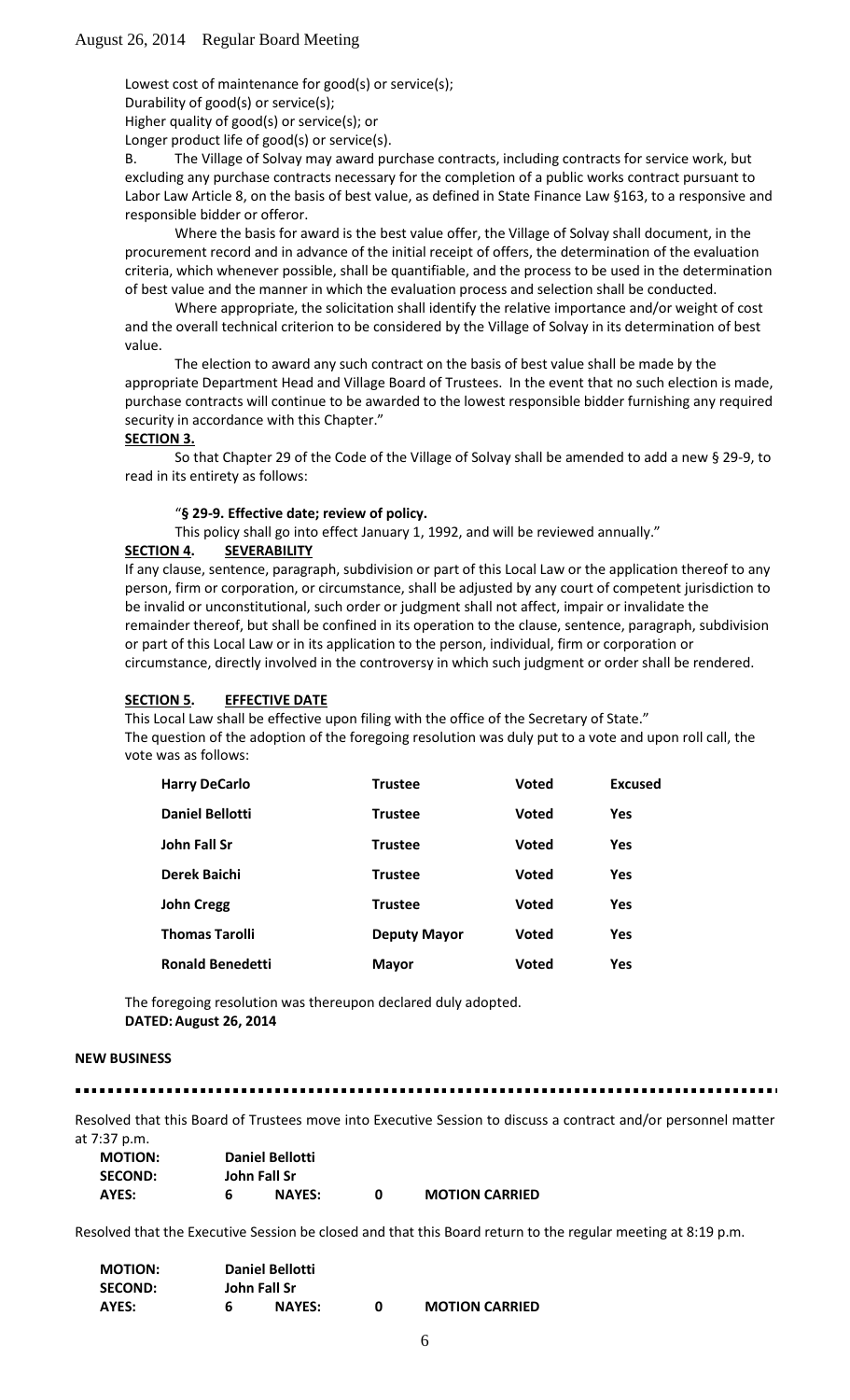Lowest cost of maintenance for good(s) or service(s);
Durability of good(s) or service(s);
Higher quality of good(s) or service(s); or
Longer product life of good(s) or service(s).

B. The Village of Solvay may award purchase contracts, including contracts for service work, but excluding any purchase contracts necessary for the completion of a public works contract pursuant to Labor Law Article 8, on the basis of best value, as defined in State Finance Law §163, to a responsive and responsible bidder or offeror.

Where the basis for award is the best value offer, the Village of Solvay shall document, in the procurement record and in advance of the initial receipt of offers, the determination of the evaluation criteria, which whenever possible, shall be quantifiable, and the process to be used in the determination of best value and the manner in which the evaluation process and selection shall be conducted.

Where appropriate, the solicitation shall identify the relative importance and/or weight of cost and the overall technical criterion to be considered by the Village of Solvay in its determination of best value.

The election to award any such contract on the basis of best value shall be made by the appropriate Department Head and Village Board of Trustees. In the event that no such election is made, purchase contracts will continue to be awarded to the lowest responsible bidder furnishing any required security in accordance with this Chapter."

**SECTION 3.**

So that Chapter 29 of the Code of the Village of Solvay shall be amended to add a new § 29-9, to read in its entirety as follows:

"**§ 29-9. Effective date; review of policy.**

This policy shall go into effect January 1, 1992, and will be reviewed annually."

**SECTION 4. SEVERABILITY**

If any clause, sentence, paragraph, subdivision or part of this Local Law or the application thereof to any person, firm or corporation, or circumstance, shall be adjusted by any court of competent jurisdiction to be invalid or unconstitutional, such order or judgment shall not affect, impair or invalidate the remainder thereof, but shall be confined in its operation to the clause, sentence, paragraph, subdivision or part of this Local Law or in its application to the person, individual, firm or corporation or circumstance, directly involved in the controversy in which such judgment or order shall be rendered.

**SECTION 5. EFFECTIVE DATE**

This Local Law shall be effective upon filing with the office of the Secretary of State."
The question of the adoption of the foregoing resolution was duly put to a vote and upon roll call, the vote was as follows:

| | | | |
|---|---|---|---|
| **Harry DeCarlo** | **Trustee** | **Voted** | **Excused** |
| **Daniel Bellotti** | **Trustee** | **Voted** | **Yes** |
| **John Fall Sr** | **Trustee** | **Voted** | **Yes** |
| **Derek Baichi** | **Trustee** | **Voted** | **Yes** |
| **John Cregg** | **Trustee** | **Voted** | **Yes** |
| **Thomas Tarolli** | **Deputy Mayor** | **Voted** | **Yes** |
| **Ronald Benedetti** | **Mayor** | **Voted** | **Yes** |

The foregoing resolution was thereupon declared duly adopted.
**DATED: August 26, 2014**

**NEW BUSINESS**

Resolved that this Board of Trustees move into Executive Session to discuss a contract and/or personnel matter at 7:37 p.m.

| | | | | |
|---|---|---|---|---|
| **MOTION:** | **Daniel Bellotti** | | | |
| **SECOND:** | **John Fall Sr** | | | |
| **AYES:** | **6** | **NAYES:** | **0** | **MOTION CARRIED** |

Resolved that the Executive Session be closed and that this Board return to the regular meeting at 8:19 p.m.

| | | | | |
|---|---|---|---|---|
| **MOTION:** | **Daniel Bellotti** | | | |
| **SECOND:** | **John Fall Sr** | | | |
| **AYES:** | **6** | **NAYES:** | **0** | **MOTION CARRIED** |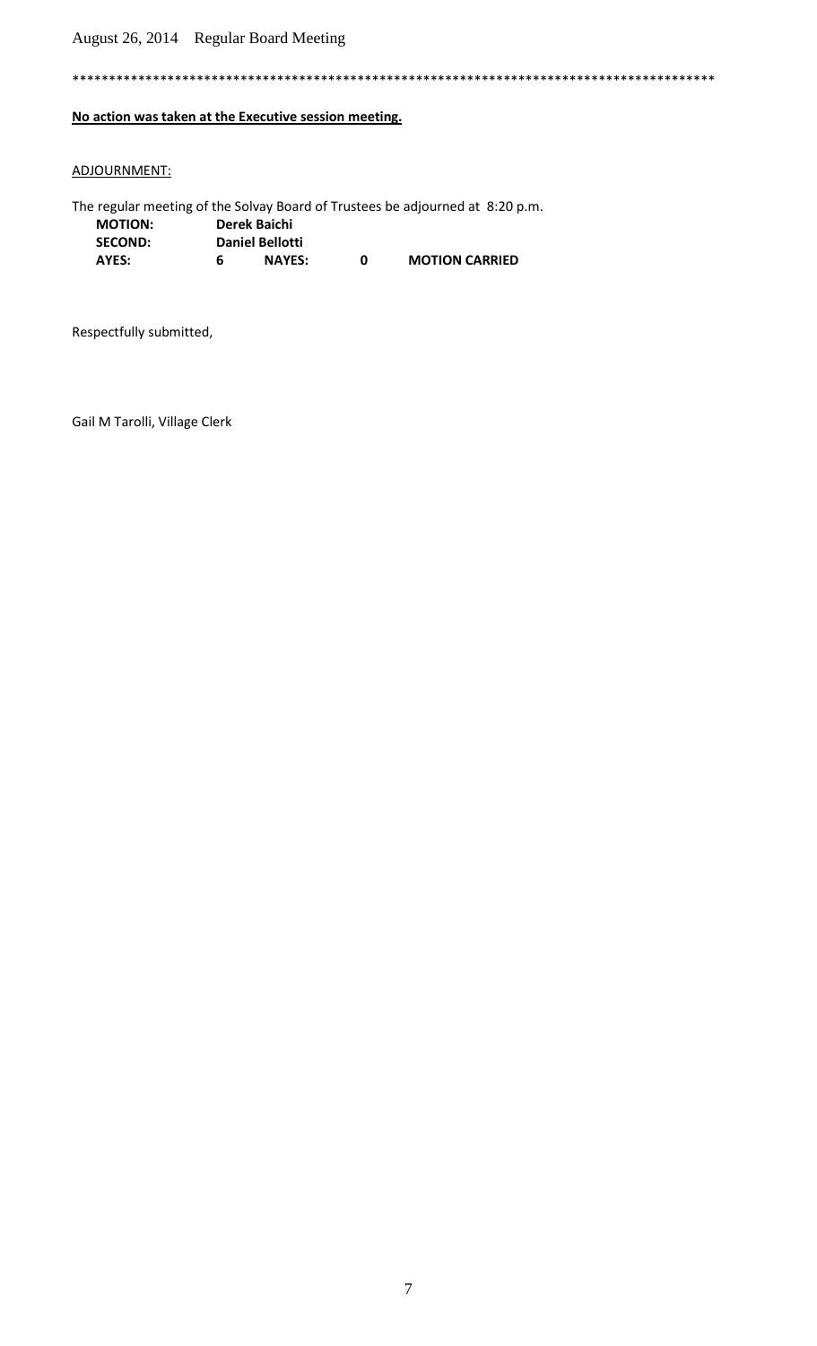*****************************************************************************************

**No action was taken at the Executive session meeting.**

ADJOURNMENT:

The regular meeting of the Solvay Board of Trustees be adjourned at 8:20 p.m.

| | | | | |
|---|---|---|---|---|
| **MOTION:** | **Derek Baichi** | | | |
| **SECOND:** | **Daniel Bellotti** | | | |
| **AYES:** | **6** | **NAYES:** | **0** | **MOTION CARRIED** |

Respectfully submitted,

Gail M Tarolli, Village Clerk